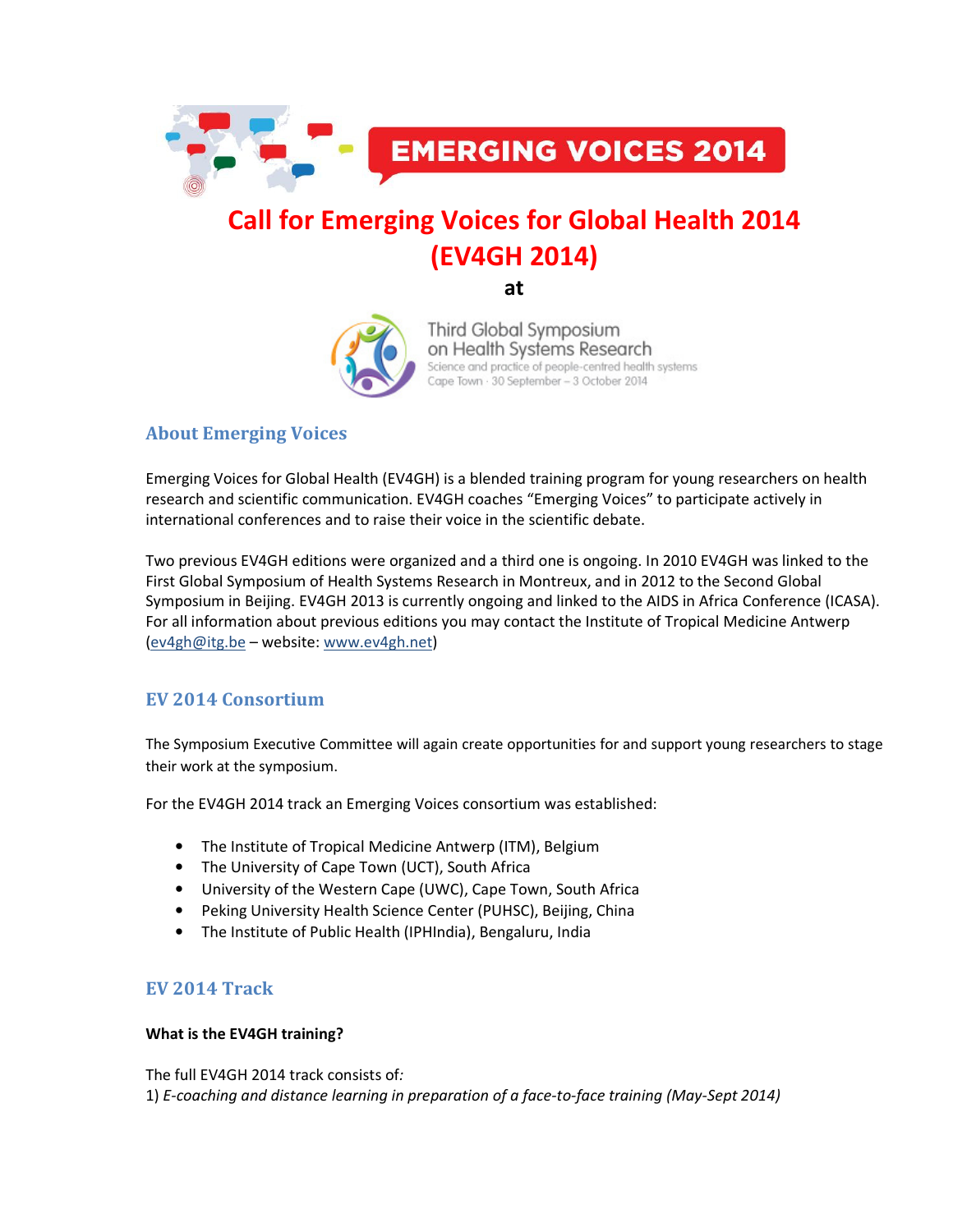EMERGING VOICES 2014

# Call for Emerging Voices for Global Health 2014 (EV4GH 2014)

**at**

Third Global Symposium on Health Systems Research
Science and practice of people-centred health systems
Cape Town · 30 September – 3 October 2014

## About Emerging Voices

Emerging Voices for Global Health (EV4GH) is a blended training program for young researchers on health research and scientific communication. EV4GH coaches "Emerging Voices" to participate actively in international conferences and to raise their voice in the scientific debate.

Two previous EV4GH editions were organized and a third one is ongoing. In 2010 EV4GH was linked to the First Global Symposium of Health Systems Research in Montreux, and in 2012 to the Second Global Symposium in Beijing. EV4GH 2013 is currently ongoing and linked to the AIDS in Africa Conference (ICASA). For all information about previous editions you may contact the Institute of Tropical Medicine Antwerp (ev4gh@itg.be – website: www.ev4gh.net)

## EV 2014 Consortium

The Symposium Executive Committee will again create opportunities for and support young researchers to stage their work at the symposium.

For the EV4GH 2014 track an Emerging Voices consortium was established:

- The Institute of Tropical Medicine Antwerp (ITM), Belgium
- The University of Cape Town (UCT), South Africa
- University of the Western Cape (UWC), Cape Town, South Africa
- Peking University Health Science Center (PUHSC), Beijing, China
- The Institute of Public Health (IPHIndia), Bengaluru, India

## EV 2014 Track

**What is the EV4GH training?**

The full EV4GH 2014 track consists of*:*
1) *E-coaching and distance learning in preparation of a face-to-face training (May-Sept 2014)*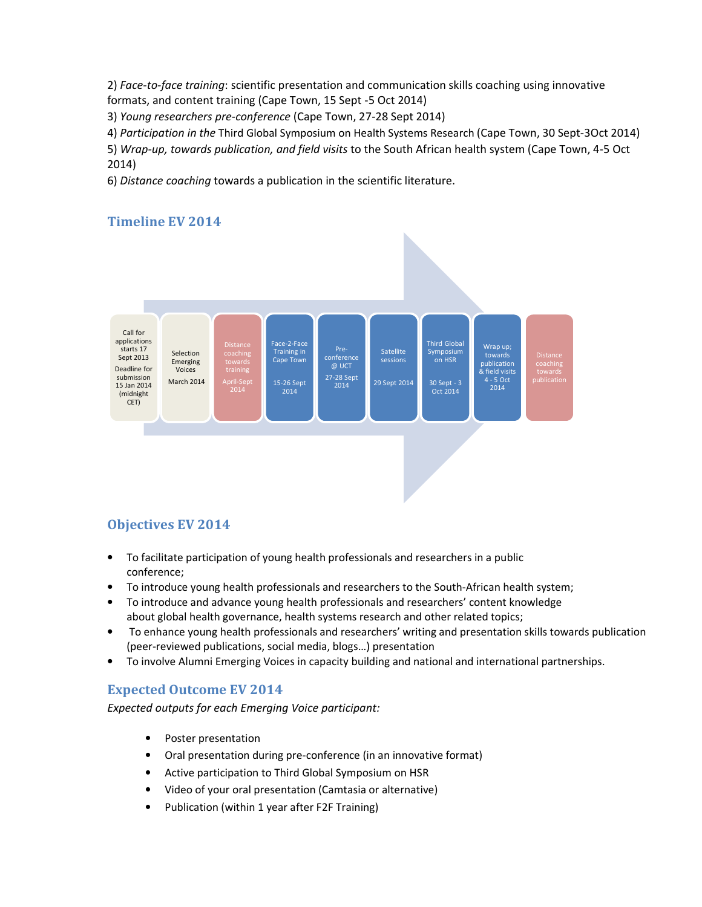2) *Face-to-face training*: scientific presentation and communication skills coaching using innovative formats, and content training (Cape Town, 15 Sept -5 Oct 2014)

3) *Young researchers pre-conference* (Cape Town, 27-28 Sept 2014)

4) *Participation in the* Third Global Symposium on Health Systems Research (Cape Town, 30 Sept-3Oct 2014)

5) *Wrap-up, towards publication, and field visits* to the South African health system (Cape Town, 4-5 Oct 2014)

6) *Distance coaching* towards a publication in the scientific literature.

## Timeline EV 2014

| Call for applications starts 17 Sept 2013; Deadline for submission 15 Jan 2014 (midnight CET) | Selection Emerging Voices; March 2014 | Distance coaching towards training; April-Sept 2014 | Face-2-Face Training in Cape Town; 15-26 Sept 2014 | Pre-conference @ UCT; 27-28 Sept 2014 | Satellite sessions; 29 Sept 2014 | Third Global Symposium on HSR; 30 Sept - 3 Oct 2014 | Wrap up; towards publication & field visits; 4 - 5 Oct 2014 | Distance coaching towards publication |
|---|---|---|---|---|---|---|---|---|

## Objectives EV 2014

- To facilitate participation of young health professionals and researchers in a public conference;
- To introduce young health professionals and researchers to the South-African health system;
- To introduce and advance young health professionals and researchers' content knowledge about global health governance, health systems research and other related topics;
- To enhance young health professionals and researchers' writing and presentation skills towards publication (peer-reviewed publications, social media, blogs…) presentation
- To involve Alumni Emerging Voices in capacity building and national and international partnerships.

## Expected Outcome EV 2014

*Expected outputs for each Emerging Voice participant:*

- Poster presentation
- Oral presentation during pre-conference (in an innovative format)
- Active participation to Third Global Symposium on HSR
- Video of your oral presentation (Camtasia or alternative)
- Publication (within 1 year after F2F Training)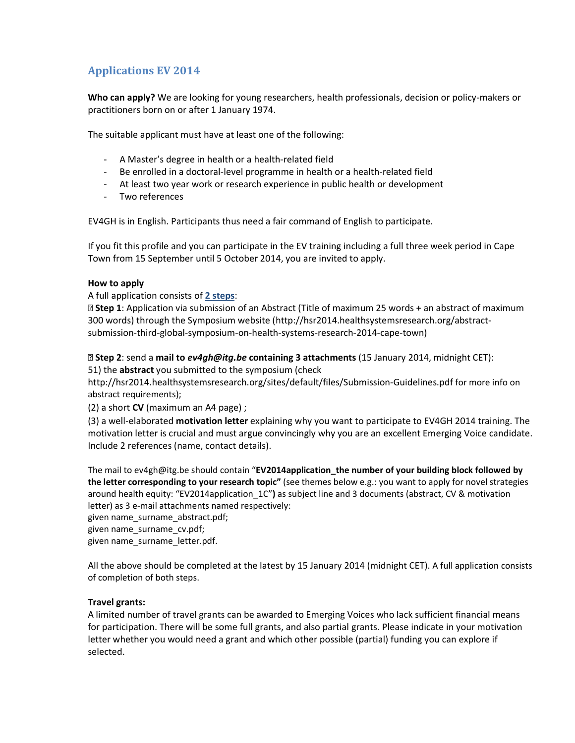## Applications EV 2014

**Who can apply?** We are looking for young researchers, health professionals, decision or policy-makers or practitioners born on or after 1 January 1974.

The suitable applicant must have at least one of the following:

- A Master's degree in health or a health-related field
- Be enrolled in a doctoral-level programme in health or a health-related field
- At least two year work or research experience in public health or development
- Two references

EV4GH is in English. Participants thus need a fair command of English to participate.

If you fit this profile and you can participate in the EV training including a full three week period in Cape Town from 15 September until 5 October 2014, you are invited to apply.

**How to apply**

A full application consists of **2 steps**:

**Step 1**: Application via submission of an Abstract (Title of maximum 25 words + an abstract of maximum 300 words) through the Symposium website (http://hsr2014.healthsystemsresearch.org/abstract-submission-third-global-symposium-on-health-systems-research-2014-cape-town)

**Step 2**: send a **mail to *ev4gh@itg.be* containing 3 attachments** (15 January 2014, midnight CET):

51) the **abstract** you submitted to the symposium (check http://hsr2014.healthsystemsresearch.org/sites/default/files/Submission-Guidelines.pdf for more info on abstract requirements);

(2) a short **CV** (maximum an A4 page) ;

(3) a well-elaborated **motivation letter** explaining why you want to participate to EV4GH 2014 training. The motivation letter is crucial and must argue convincingly why you are an excellent Emerging Voice candidate. Include 2 references (name, contact details).

The mail to ev4gh@itg.be should contain "**EV2014application_the number of your building block followed by the letter corresponding to your research topic"** (see themes below e.g.: you want to apply for novel strategies around health equity: "EV2014application_1C"**)** as subject line and 3 documents (abstract, CV & motivation letter) as 3 e-mail attachments named respectively:

given name_surname_abstract.pdf;

given name_surname_cv.pdf;

given name_surname_letter.pdf.

All the above should be completed at the latest by 15 January 2014 (midnight CET). A full application consists of completion of both steps.

**Travel grants:**

A limited number of travel grants can be awarded to Emerging Voices who lack sufficient financial means for participation. There will be some full grants, and also partial grants. Please indicate in your motivation letter whether you would need a grant and which other possible (partial) funding you can explore if selected.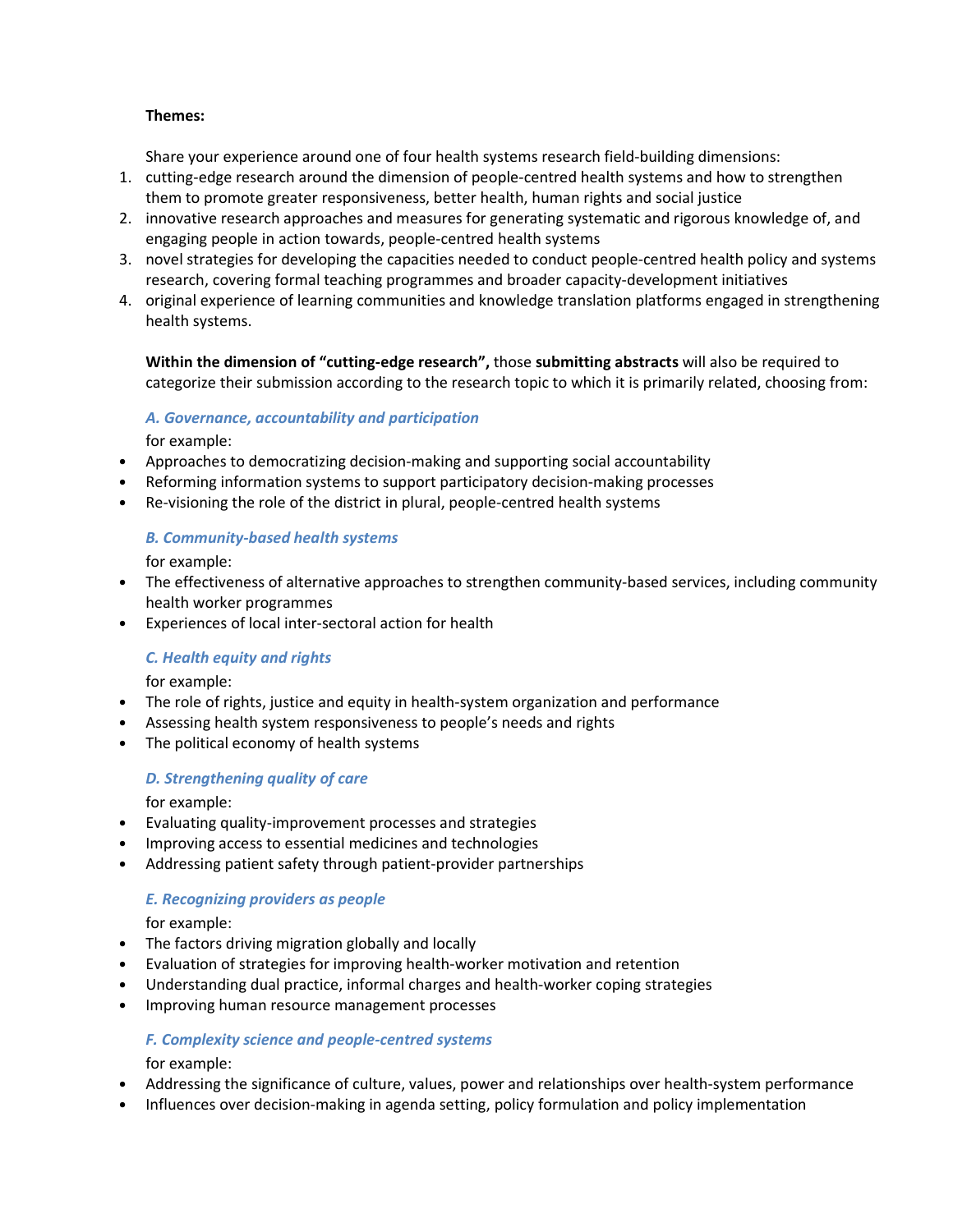**Themes:**

Share your experience around one of four health systems research field-building dimensions:

1. cutting-edge research around the dimension of people-centred health systems and how to strengthen them to promote greater responsiveness, better health, human rights and social justice
2. innovative research approaches and measures for generating systematic and rigorous knowledge of, and engaging people in action towards, people-centred health systems
3. novel strategies for developing the capacities needed to conduct people-centred health policy and systems research, covering formal teaching programmes and broader capacity-development initiatives
4. original experience of learning communities and knowledge translation platforms engaged in strengthening health systems.

**Within the dimension of "cutting-edge research",** those **submitting abstracts** will also be required to categorize their submission according to the research topic to which it is primarily related, choosing from:

***A. Governance, accountability and participation***

for example:

- Approaches to democratizing decision-making and supporting social accountability
- Reforming information systems to support participatory decision-making processes
- Re-visioning the role of the district in plural, people-centred health systems

***B. Community-based health systems***

for example:

- The effectiveness of alternative approaches to strengthen community-based services, including community health worker programmes
- Experiences of local inter-sectoral action for health

***C. Health equity and rights***

for example:

- The role of rights, justice and equity in health-system organization and performance
- Assessing health system responsiveness to people's needs and rights
- The political economy of health systems

***D. Strengthening quality of care***

for example:

- Evaluating quality-improvement processes and strategies
- Improving access to essential medicines and technologies
- Addressing patient safety through patient-provider partnerships

***E. Recognizing providers as people***

for example:

- The factors driving migration globally and locally
- Evaluation of strategies for improving health-worker motivation and retention
- Understanding dual practice, informal charges and health-worker coping strategies
- Improving human resource management processes

***F. Complexity science and people-centred systems***

for example:

- Addressing the significance of culture, values, power and relationships over health-system performance
- Influences over decision-making in agenda setting, policy formulation and policy implementation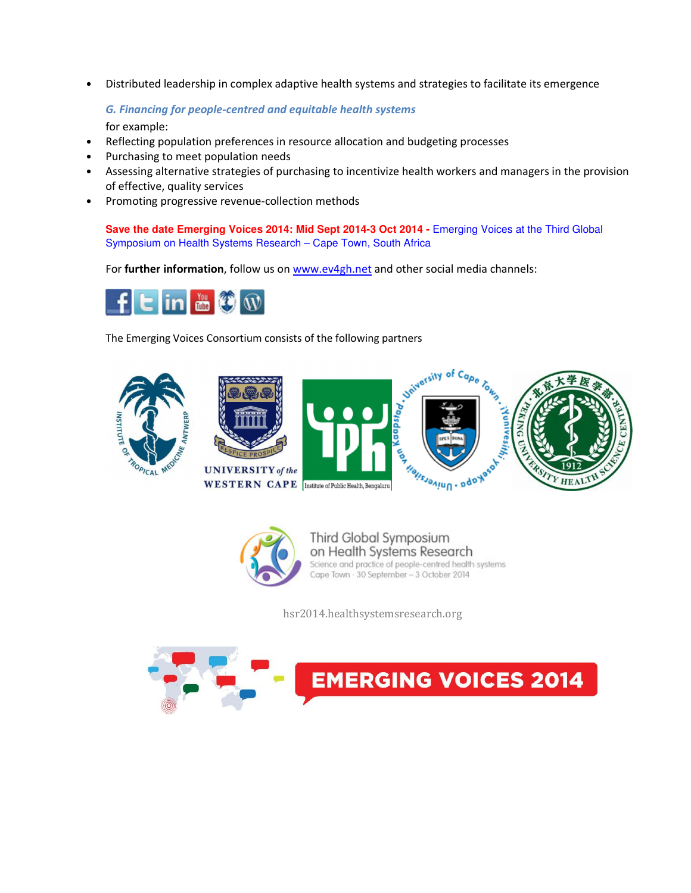- Distributed leadership in complex adaptive health systems and strategies to facilitate its emergence

***G. Financing for people-centred and equitable health systems***

for example:

- Reflecting population preferences in resource allocation and budgeting processes
- Purchasing to meet population needs
- Assessing alternative strategies of purchasing to incentivize health workers and managers in the provision of effective, quality services
- Promoting progressive revenue-collection methods

**Save the date Emerging Voices 2014: Mid Sept 2014-3 Oct 2014 -** Emerging Voices at the Third Global Symposium on Health Systems Research – Cape Town, South Africa

For **further information**, follow us on www.ev4gh.net and other social media channels:

The Emerging Voices Consortium consists of the following partners

INSTITUTE OF TROPICAL MEDICINE ANTWERP

UNIVERSITY of the WESTERN CAPE

Institute of Public Health, Bengaluru

University of Cape Town · Universiteit van Kaapstad · iYunivesithi yaseKapa

北京大学医学部 PEKING UNIVERSITY HEALTH SCIENCE CENTER 1912

Third Global Symposium on Health Systems Research

Science and practice of people-centred health systems

Cape Town · 30 September – 3 October 2014

hsr2014.healthsystemsresearch.org

EMERGING VOICES 2014